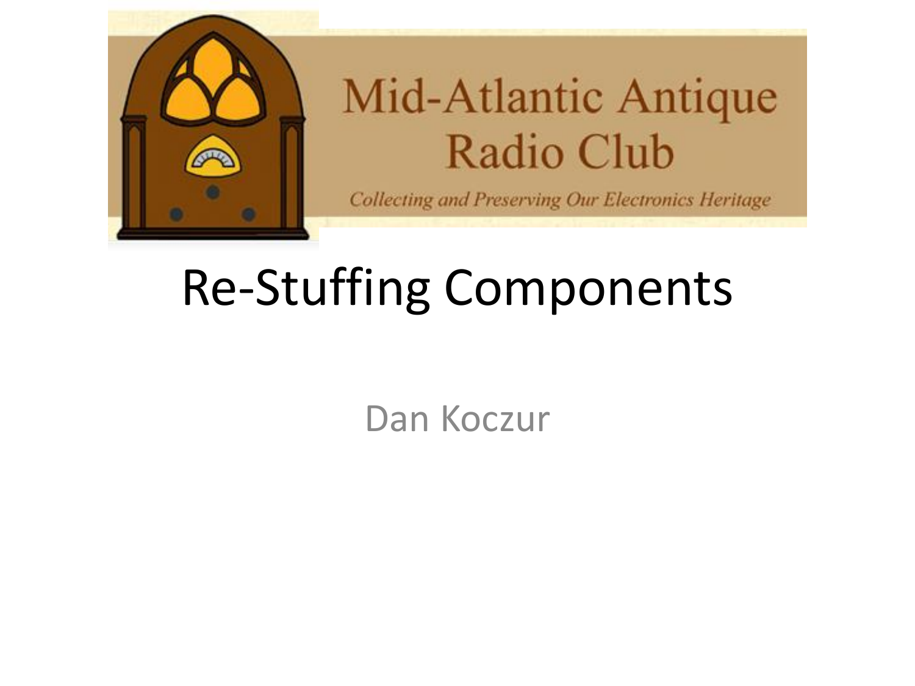Mid-Atlantic Antique Radio Club

*Collecting and Preserving Our Electronics Heritage*

# Re-Stuffing Components

Dan Koczur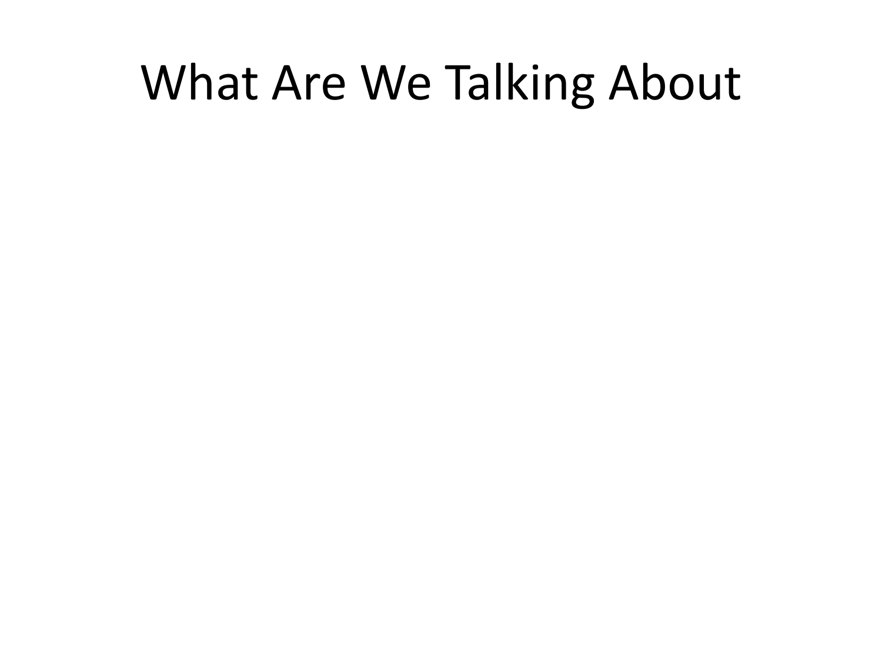# What Are We Talking About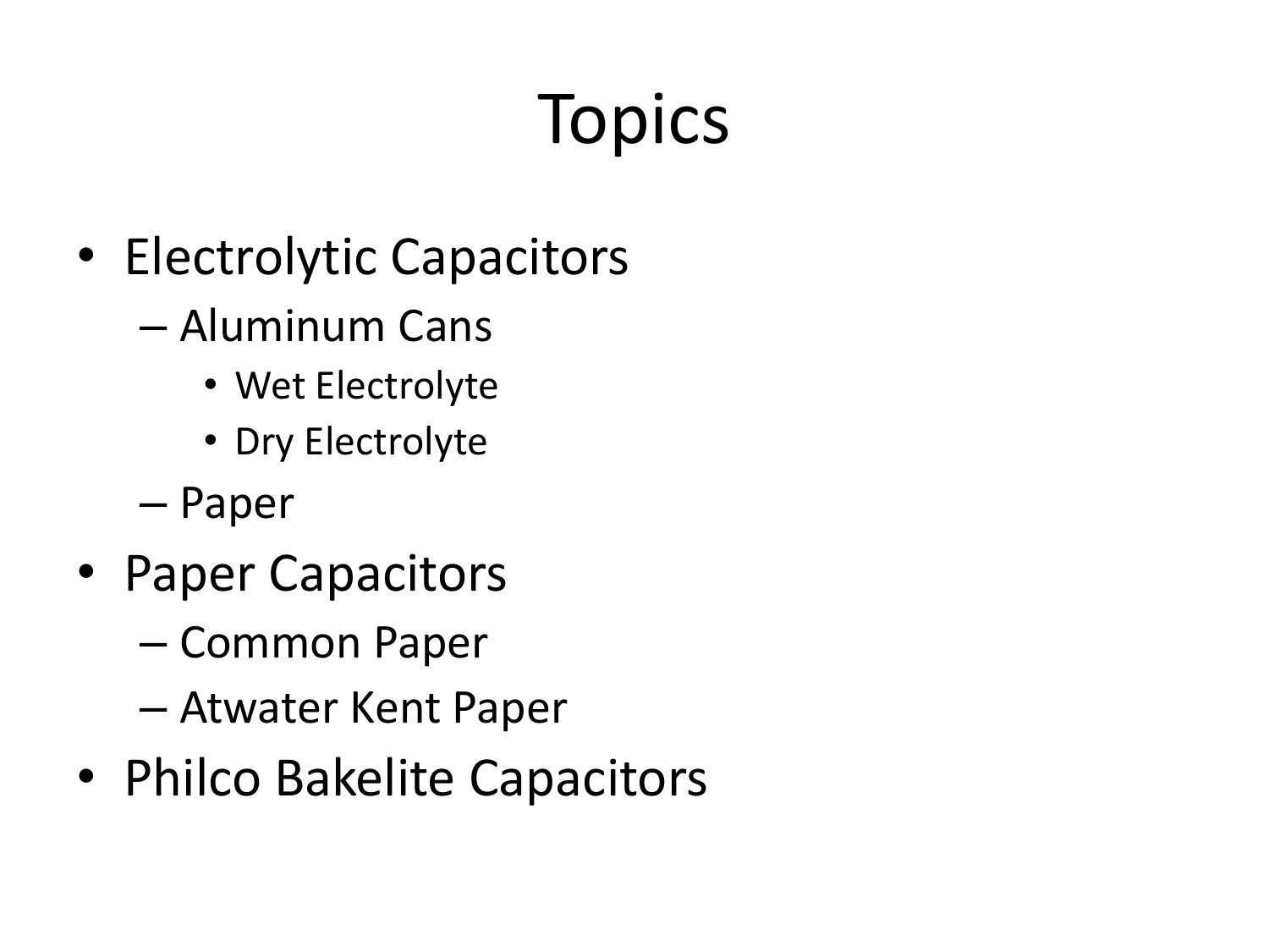# Topics

- Electrolytic Capacitors
  - Aluminum Cans
    - Wet Electrolyte
    - Dry Electrolyte
  - Paper
- Paper Capacitors
  - Common Paper
  - Atwater Kent Paper
- Philco Bakelite Capacitors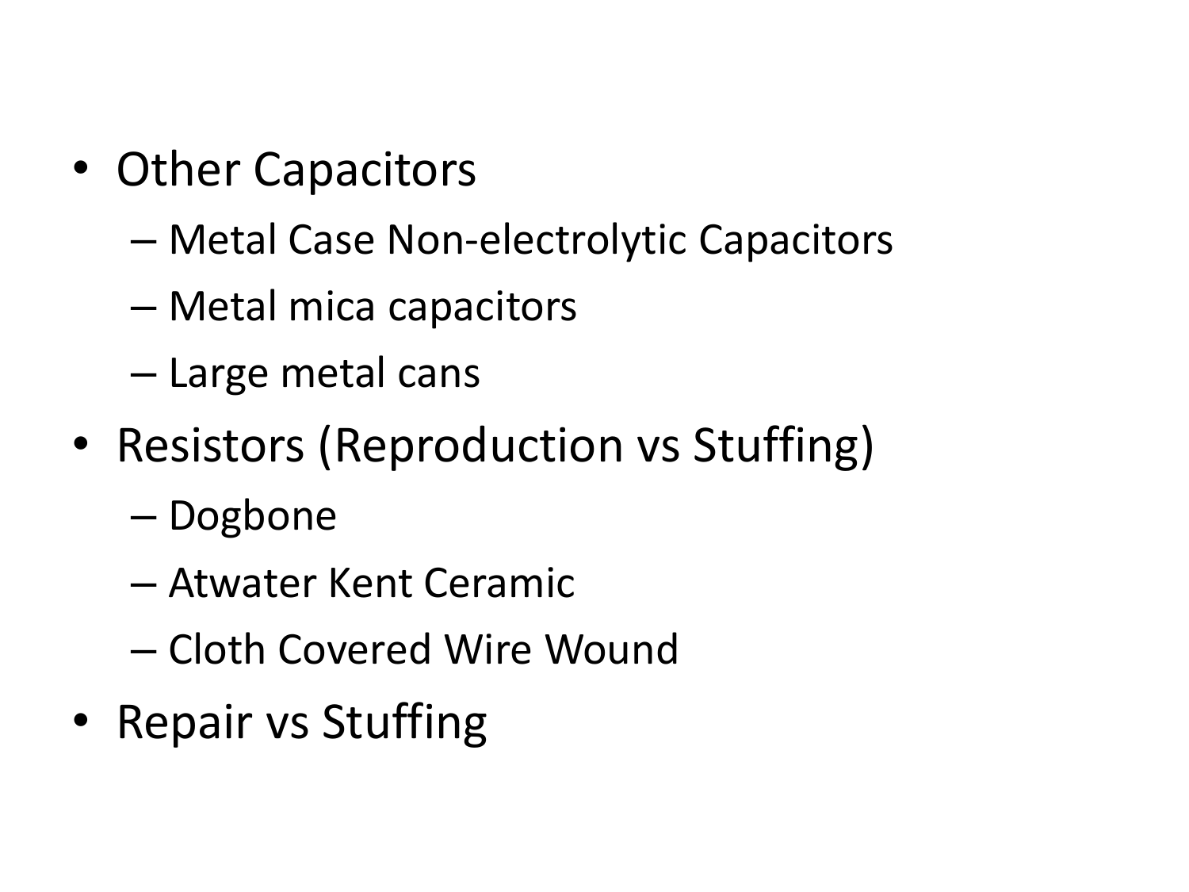- Other Capacitors
  - Metal Case Non-electrolytic Capacitors
  - Metal mica capacitors
  - Large metal cans
- Resistors (Reproduction vs Stuffing)
  - Dogbone
  - Atwater Kent Ceramic
  - Cloth Covered Wire Wound
- Repair vs Stuffing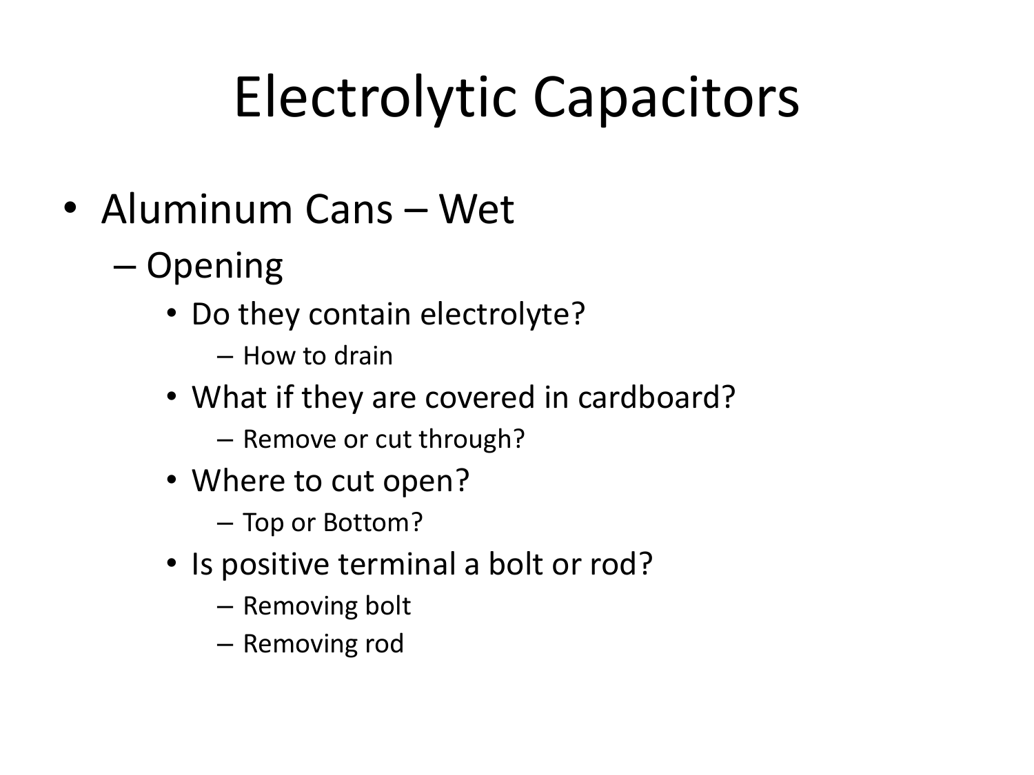# Electrolytic Capacitors

- Aluminum Cans – Wet
  - Opening
    - Do they contain electrolyte?
      - How to drain
    - What if they are covered in cardboard?
      - Remove or cut through?
    - Where to cut open?
      - Top or Bottom?
    - Is positive terminal a bolt or rod?
      - Removing bolt
      - Removing rod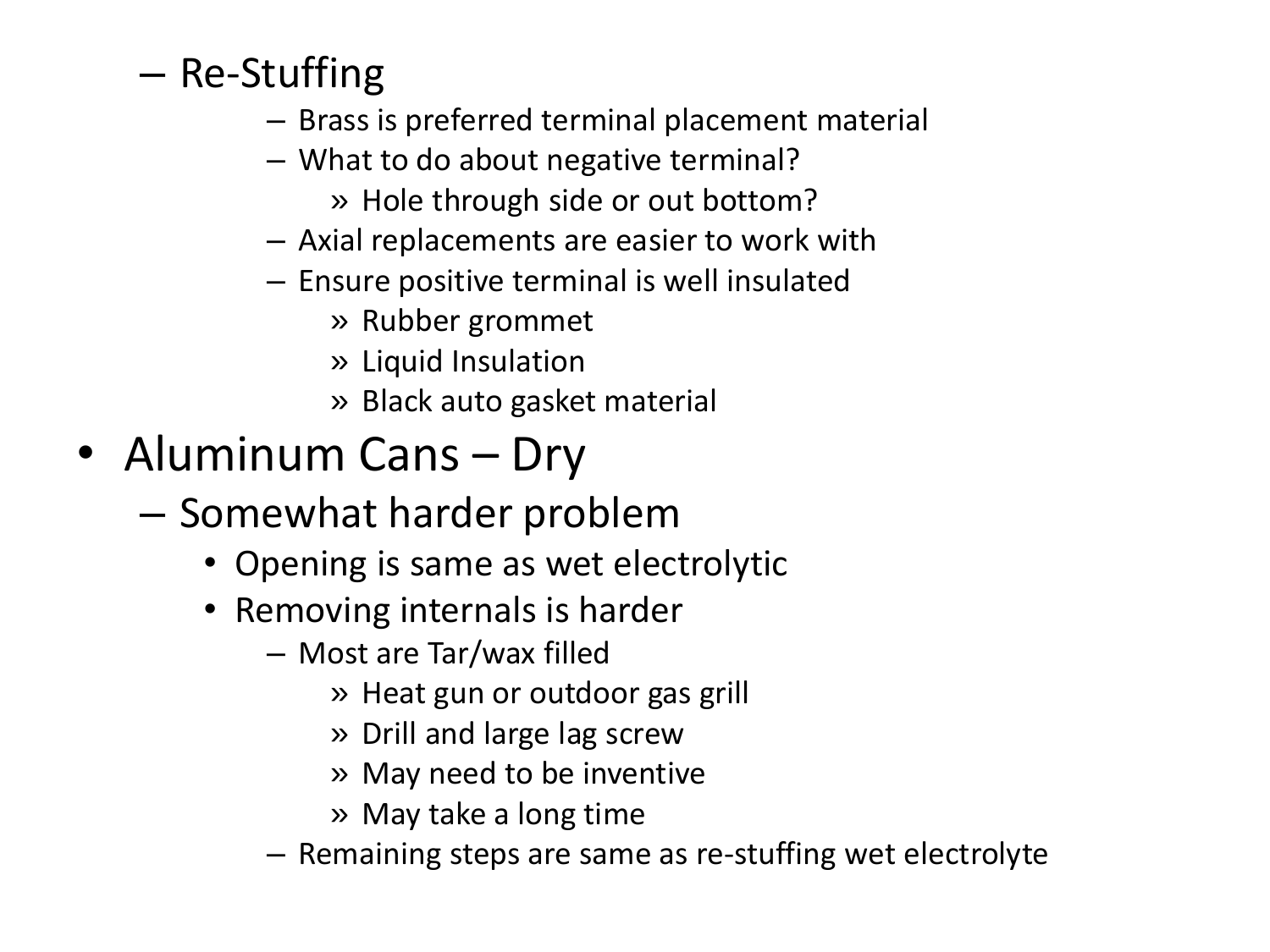- Re-Stuffing
  - Brass is preferred terminal placement material
  - What to do about negative terminal?
    - Hole through side or out bottom?
  - Axial replacements are easier to work with
  - Ensure positive terminal is well insulated
    - Rubber grommet
    - Liquid Insulation
    - Black auto gasket material

- Aluminum Cans – Dry
  - Somewhat harder problem
    - Opening is same as wet electrolytic
    - Removing internals is harder
      - Most are Tar/wax filled
        - Heat gun or outdoor gas grill
        - Drill and large lag screw
        - May need to be inventive
        - May take a long time
      - Remaining steps are same as re-stuffing wet electrolyte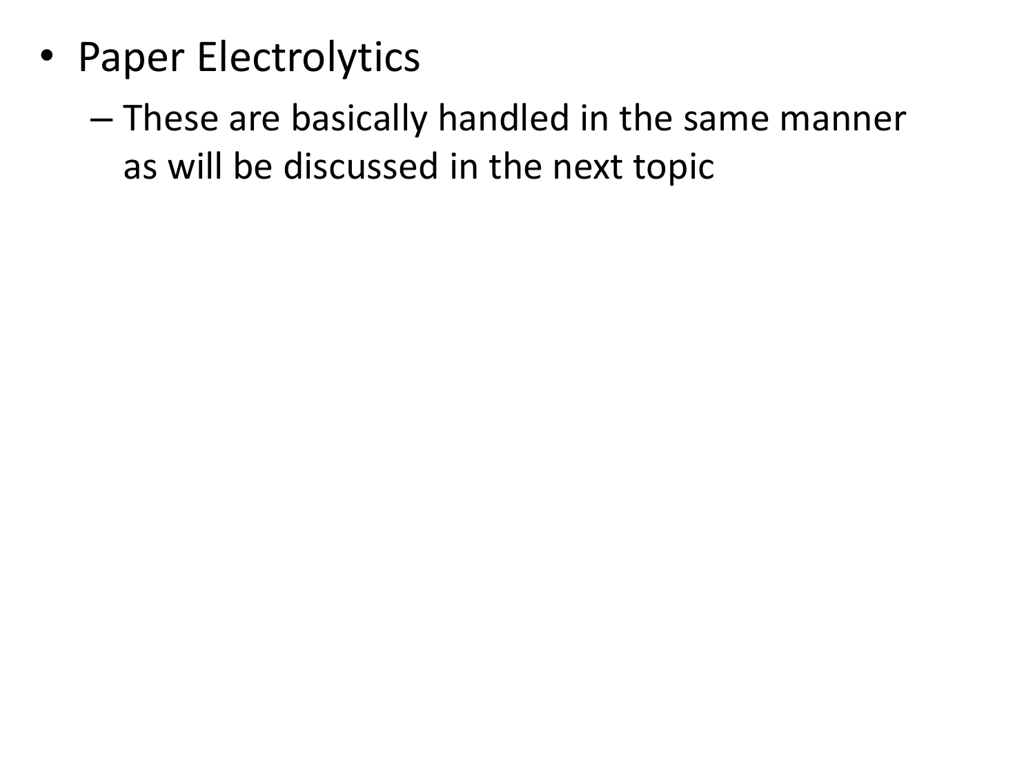- Paper Electrolytics
  - These are basically handled in the same manner as will be discussed in the next topic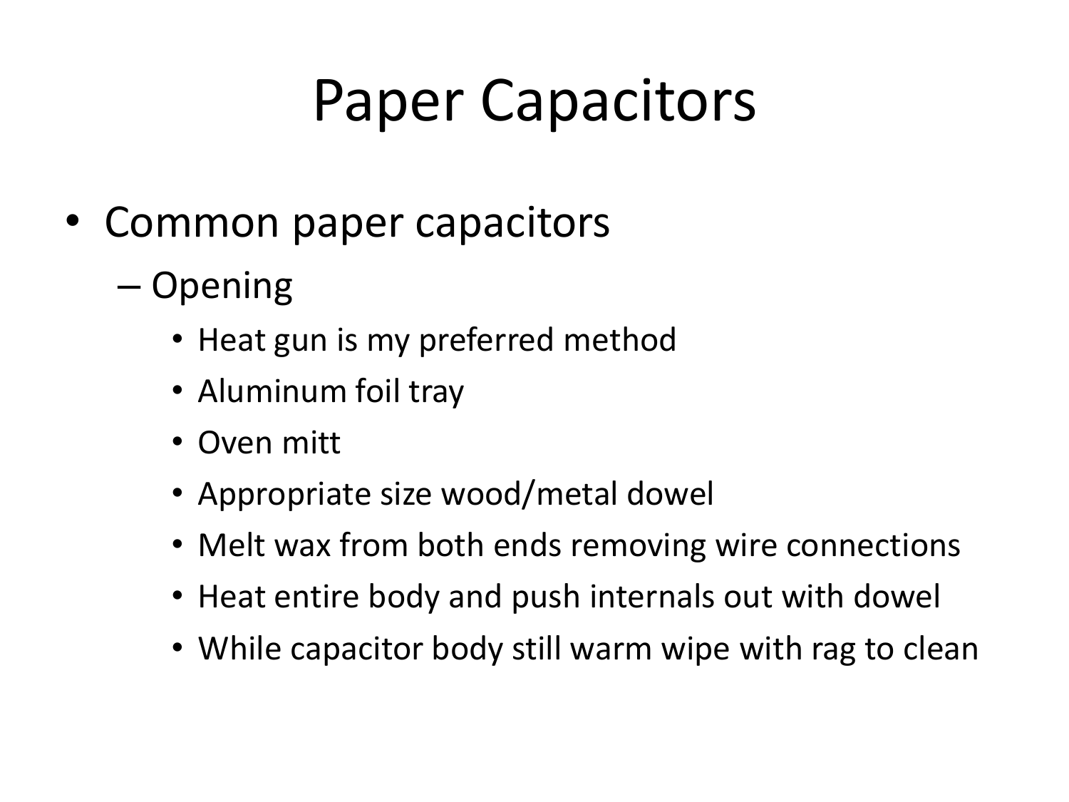# Paper Capacitors

- Common paper capacitors
  - Opening
    - Heat gun is my preferred method
    - Aluminum foil tray
    - Oven mitt
    - Appropriate size wood/metal dowel
    - Melt wax from both ends removing wire connections
    - Heat entire body and push internals out with dowel
    - While capacitor body still warm wipe with rag to clean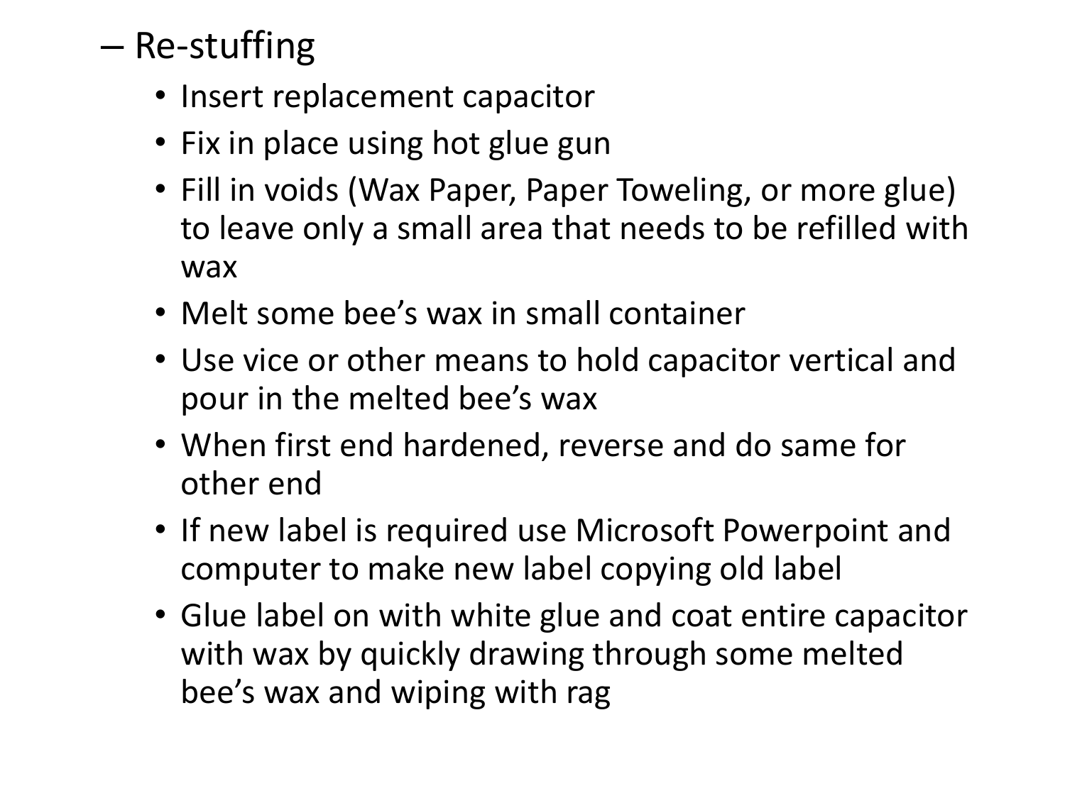- Re-stuffing
  - Insert replacement capacitor
  - Fix in place using hot glue gun
  - Fill in voids (Wax Paper, Paper Toweling, or more glue) to leave only a small area that needs to be refilled with wax
  - Melt some bee's wax in small container
  - Use vice or other means to hold capacitor vertical and pour in the melted bee's wax
  - When first end hardened, reverse and do same for other end
  - If new label is required use Microsoft Powerpoint and computer to make new label copying old label
  - Glue label on with white glue and coat entire capacitor with wax by quickly drawing through some melted bee's wax and wiping with rag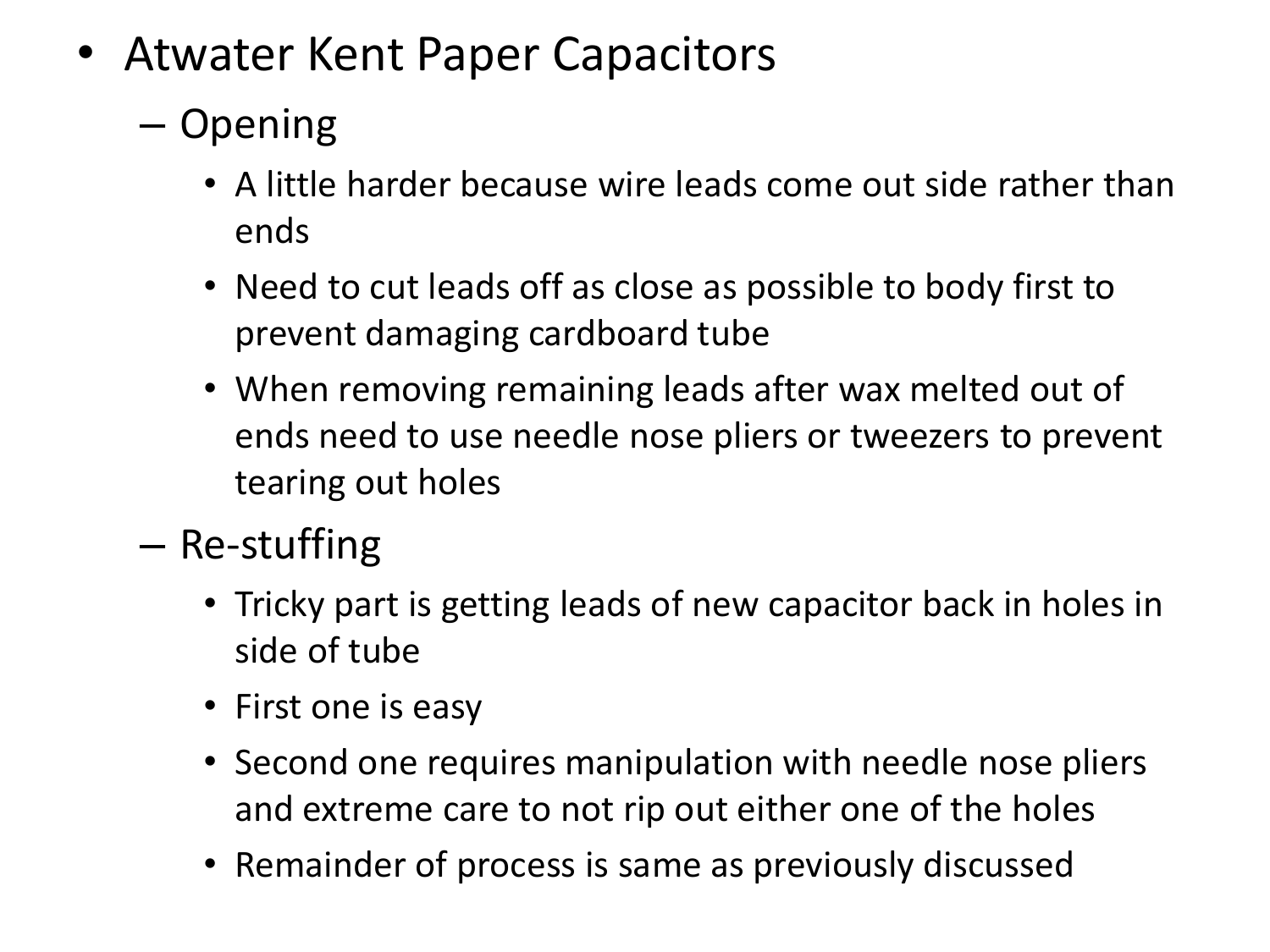- Atwater Kent Paper Capacitors
  - Opening
    - A little harder because wire leads come out side rather than ends
    - Need to cut leads off as close as possible to body first to prevent damaging cardboard tube
    - When removing remaining leads after wax melted out of ends need to use needle nose pliers or tweezers to prevent tearing out holes
  - Re-stuffing
    - Tricky part is getting leads of new capacitor back in holes in side of tube
    - First one is easy
    - Second one requires manipulation with needle nose pliers and extreme care to not rip out either one of the holes
    - Remainder of process is same as previously discussed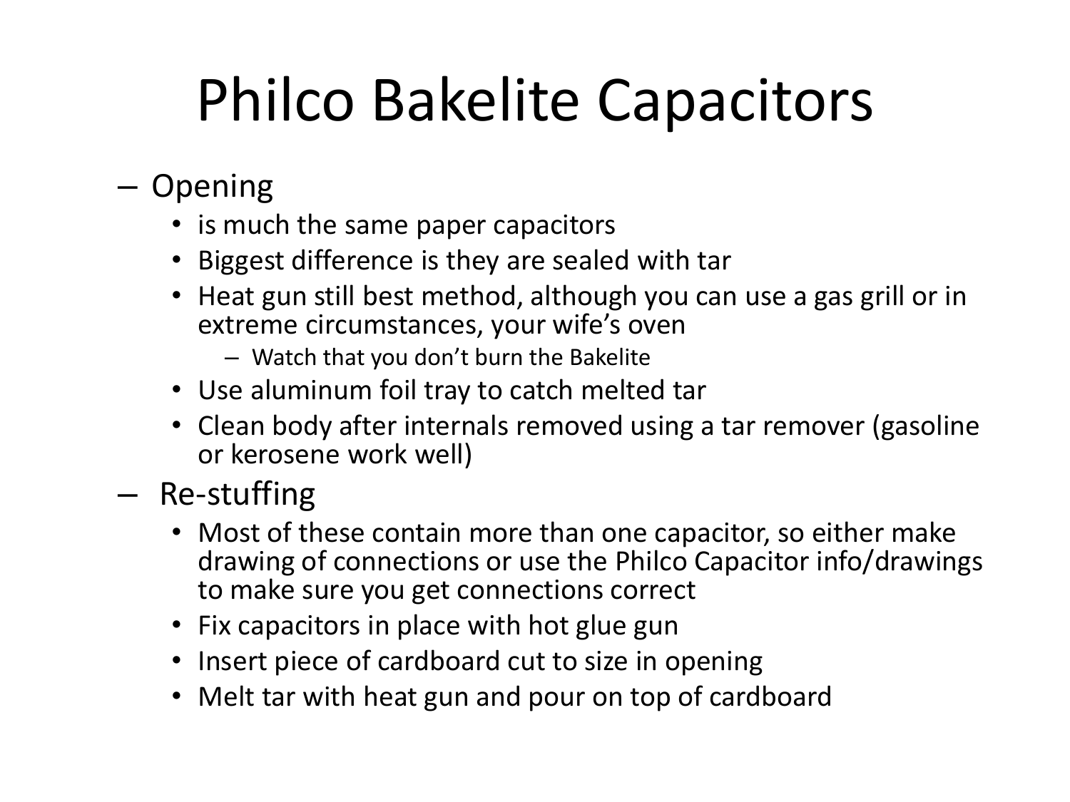# Philco Bakelite Capacitors

- Opening
  - is much the same paper capacitors
  - Biggest difference is they are sealed with tar
  - Heat gun still best method, although you can use a gas grill or in extreme circumstances, your wife's oven
    - Watch that you don't burn the Bakelite
  - Use aluminum foil tray to catch melted tar
  - Clean body after internals removed using a tar remover (gasoline or kerosene work well)
- Re-stuffing
  - Most of these contain more than one capacitor, so either make drawing of connections or use the Philco Capacitor info/drawings to make sure you get connections correct
  - Fix capacitors in place with hot glue gun
  - Insert piece of cardboard cut to size in opening
  - Melt tar with heat gun and pour on top of cardboard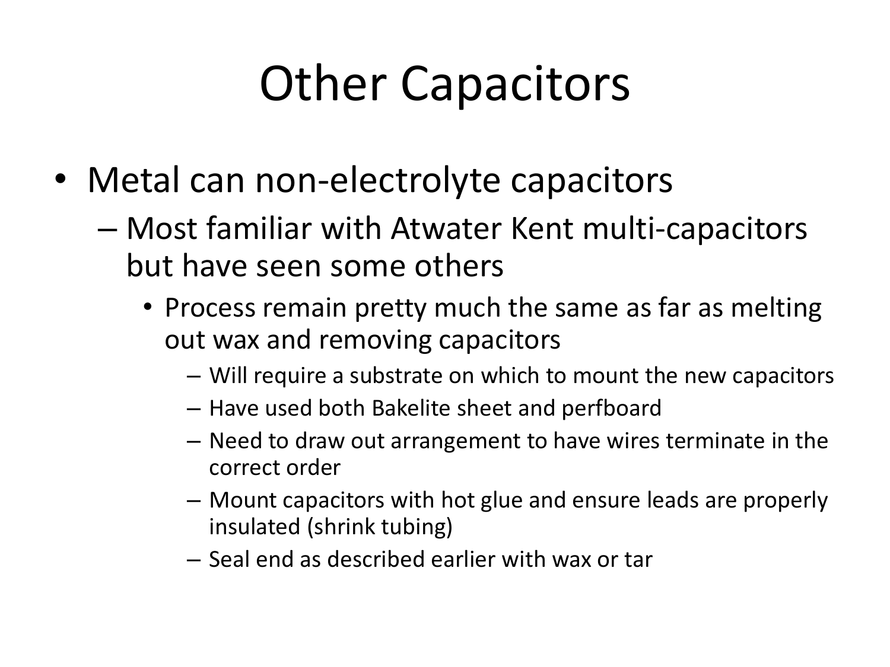# Other Capacitors

- Metal can non-electrolyte capacitors
  - Most familiar with Atwater Kent multi-capacitors but have seen some others
    - Process remain pretty much the same as far as melting out wax and removing capacitors
      - Will require a substrate on which to mount the new capacitors
      - Have used both Bakelite sheet and perfboard
      - Need to draw out arrangement to have wires terminate in the correct order
      - Mount capacitors with hot glue and ensure leads are properly insulated (shrink tubing)
      - Seal end as described earlier with wax or tar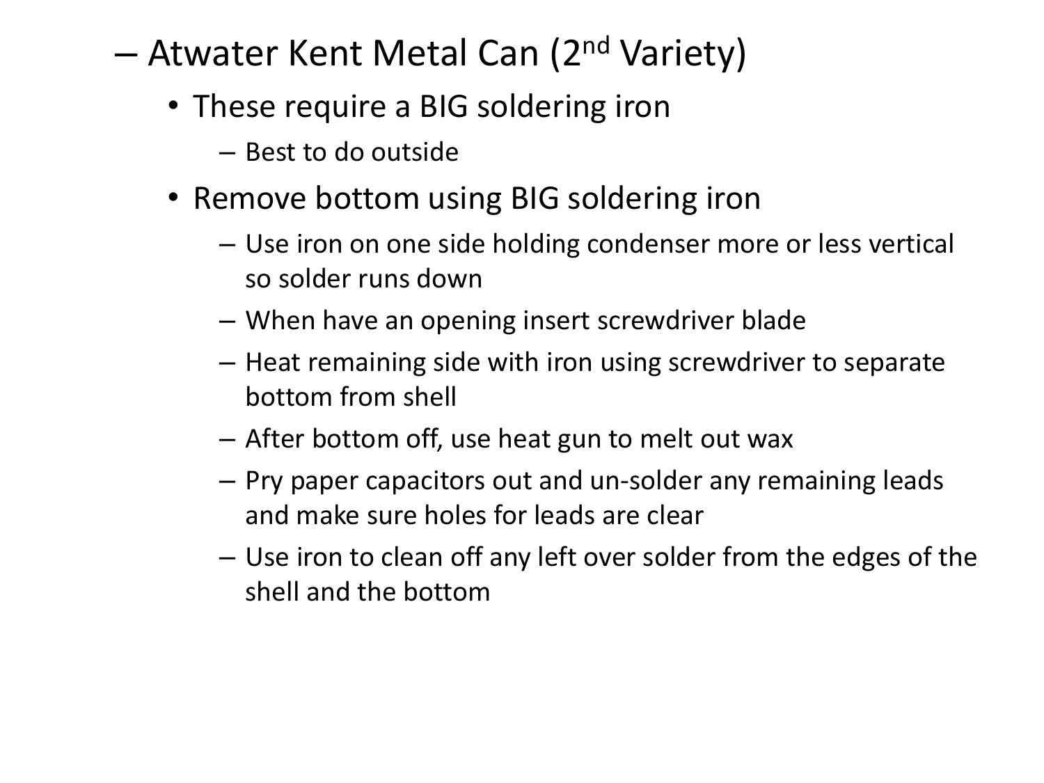- Atwater Kent Metal Can (2nd Variety)
  - These require a BIG soldering iron
    - Best to do outside
  - Remove bottom using BIG soldering iron
    - Use iron on one side holding condenser more or less vertical so solder runs down
    - When have an opening insert screwdriver blade
    - Heat remaining side with iron using screwdriver to separate bottom from shell
    - After bottom off, use heat gun to melt out wax
    - Pry paper capacitors out and un-solder any remaining leads and make sure holes for leads are clear
    - Use iron to clean off any left over solder from the edges of the shell and the bottom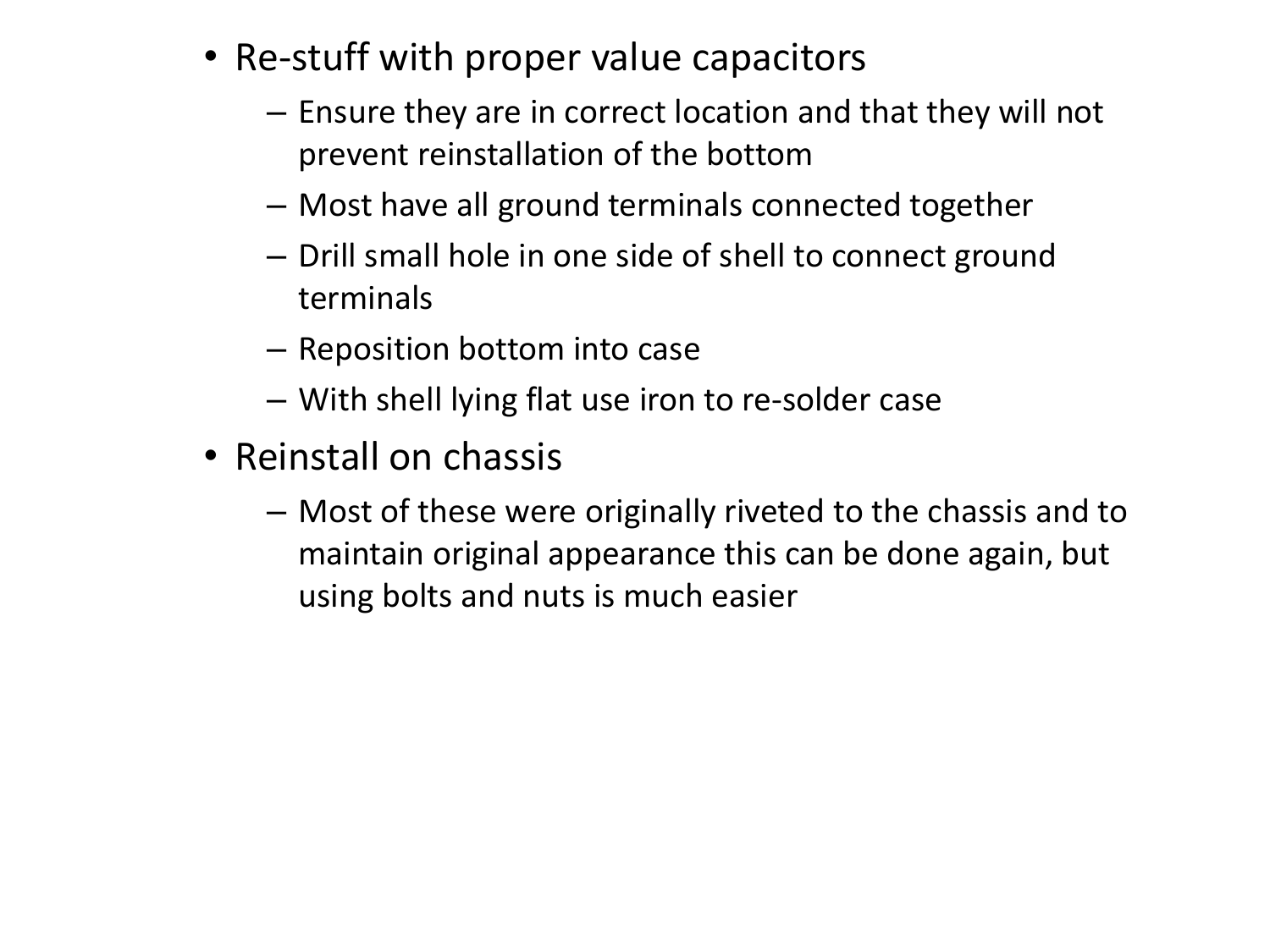- Re-stuff with proper value capacitors
  - Ensure they are in correct location and that they will not prevent reinstallation of the bottom
  - Most have all ground terminals connected together
  - Drill small hole in one side of shell to connect ground terminals
  - Reposition bottom into case
  - With shell lying flat use iron to re-solder case
- Reinstall on chassis
  - Most of these were originally riveted to the chassis and to maintain original appearance this can be done again, but using bolts and nuts is much easier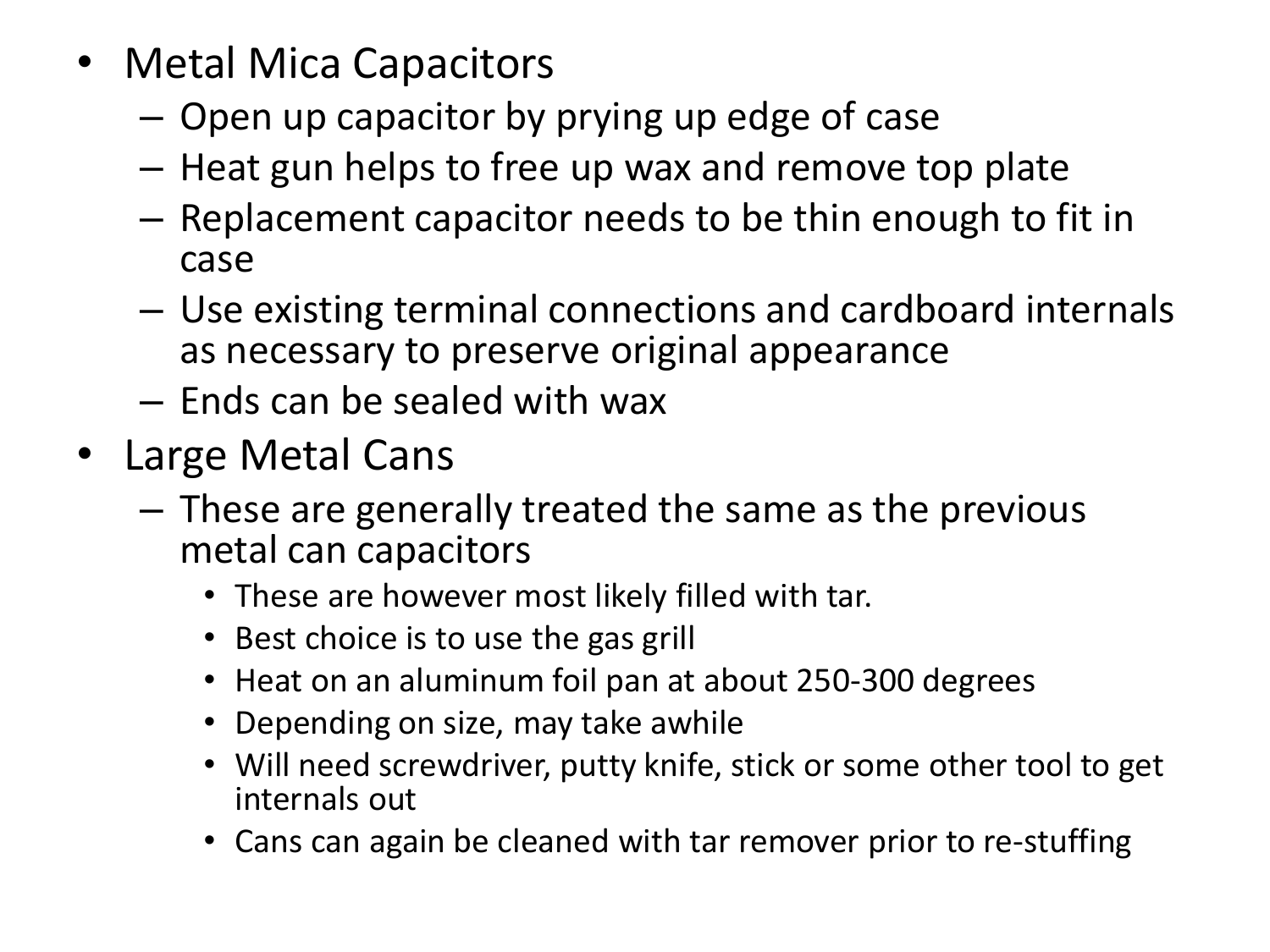- Metal Mica Capacitors
  - Open up capacitor by prying up edge of case
  - Heat gun helps to free up wax and remove top plate
  - Replacement capacitor needs to be thin enough to fit in case
  - Use existing terminal connections and cardboard internals as necessary to preserve original appearance
  - Ends can be sealed with wax
- Large Metal Cans
  - These are generally treated the same as the previous metal can capacitors
    - These are however most likely filled with tar.
    - Best choice is to use the gas grill
    - Heat on an aluminum foil pan at about 250-300 degrees
    - Depending on size, may take awhile
    - Will need screwdriver, putty knife, stick or some other tool to get internals out
    - Cans can again be cleaned with tar remover prior to re-stuffing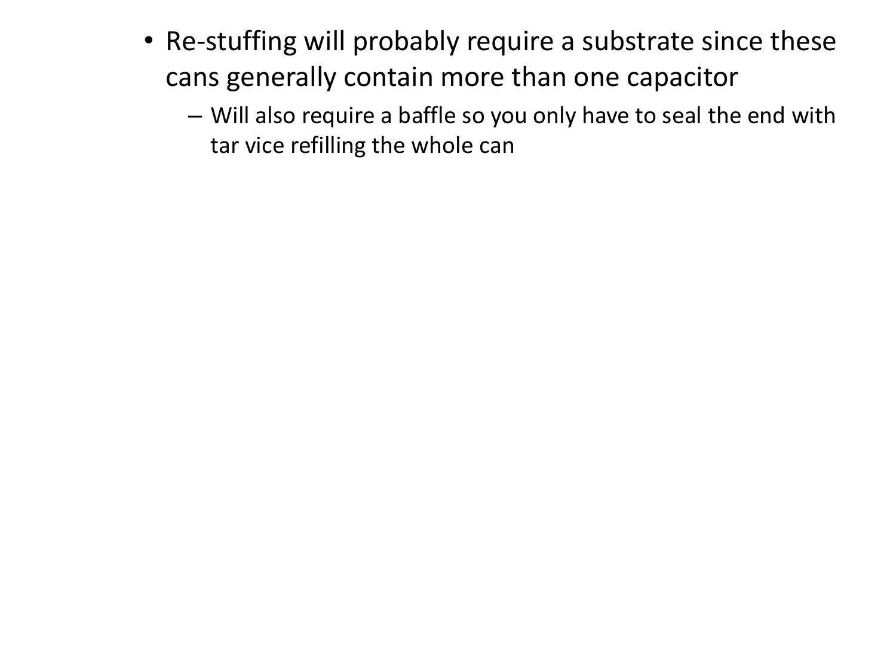- Re-stuffing will probably require a substrate since these cans generally contain more than one capacitor
  - Will also require a baffle so you only have to seal the end with tar vice refilling the whole can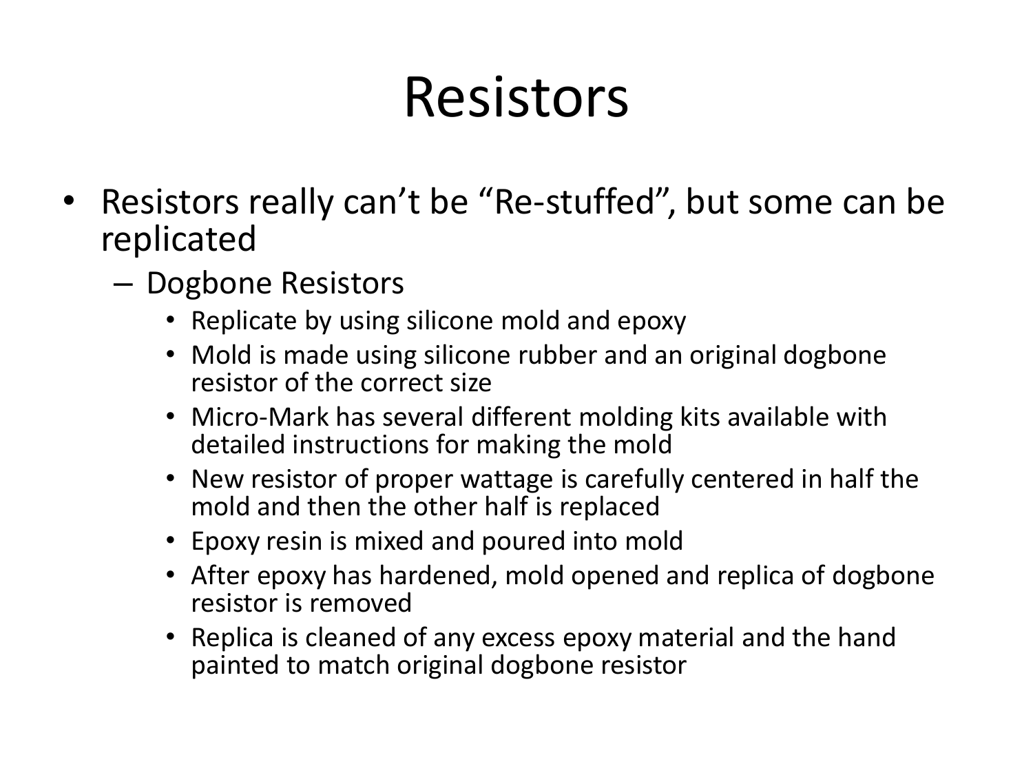# Resistors

- Resistors really can't be "Re-stuffed", but some can be replicated
  - Dogbone Resistors
    - Replicate by using silicone mold and epoxy
    - Mold is made using silicone rubber and an original dogbone resistor of the correct size
    - Micro-Mark has several different molding kits available with detailed instructions for making the mold
    - New resistor of proper wattage is carefully centered in half the mold and then the other half is replaced
    - Epoxy resin is mixed and poured into mold
    - After epoxy has hardened, mold opened and replica of dogbone resistor is removed
    - Replica is cleaned of any excess epoxy material and the hand painted to match original dogbone resistor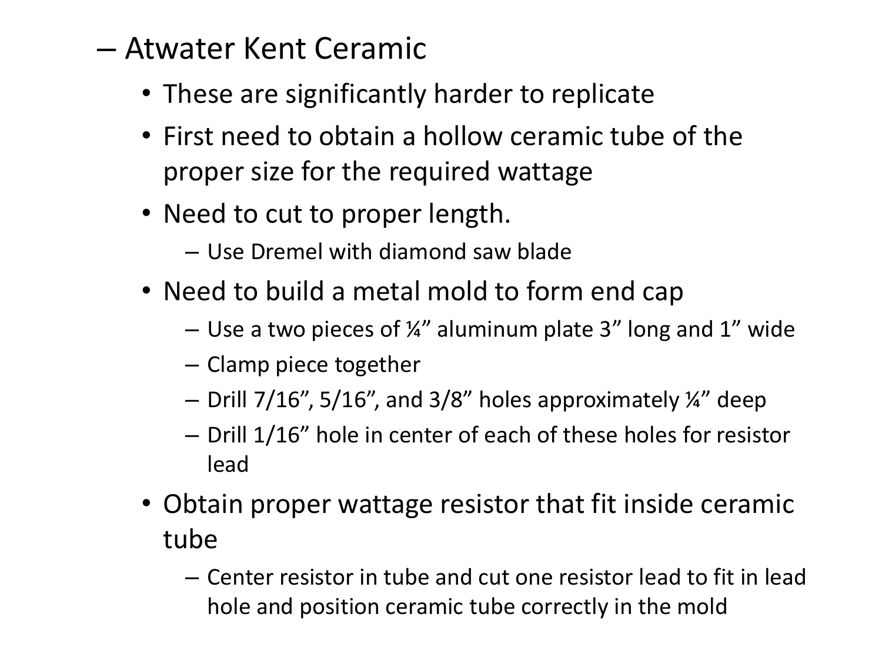- Atwater Kent Ceramic
  - These are significantly harder to replicate
  - First need to obtain a hollow ceramic tube of the proper size for the required wattage
  - Need to cut to proper length.
    - Use Dremel with diamond saw blade
  - Need to build a metal mold to form end cap
    - Use a two pieces of ¼” aluminum plate 3” long and 1” wide
    - Clamp piece together
    - Drill 7/16”, 5/16”, and 3/8” holes approximately ¼” deep
    - Drill 1/16” hole in center of each of these holes for resistor lead
  - Obtain proper wattage resistor that fit inside ceramic tube
    - Center resistor in tube and cut one resistor lead to fit in lead hole and position ceramic tube correctly in the mold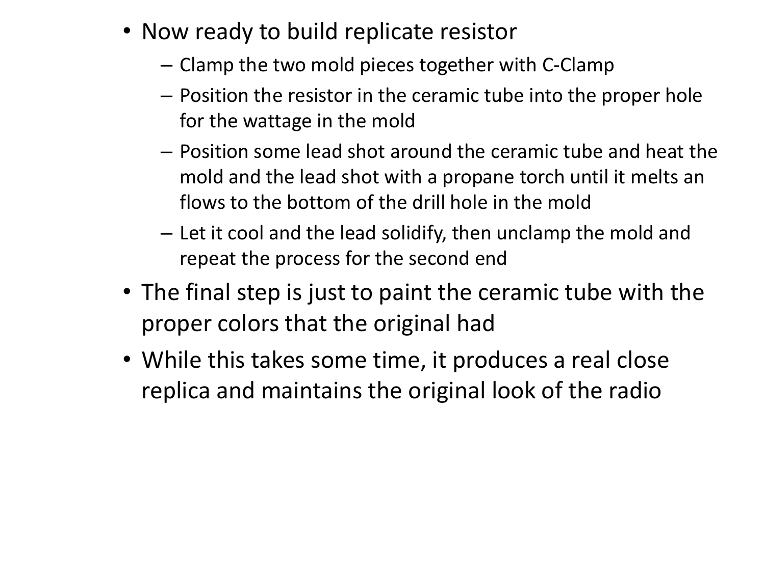- Now ready to build replicate resistor
  - Clamp the two mold pieces together with C-Clamp
  - Position the resistor in the ceramic tube into the proper hole for the wattage in the mold
  - Position some lead shot around the ceramic tube and heat the mold and the lead shot with a propane torch until it melts an flows to the bottom of the drill hole in the mold
  - Let it cool and the lead solidify, then unclamp the mold and repeat the process for the second end
- The final step is just to paint the ceramic tube with the proper colors that the original had
- While this takes some time, it produces a real close replica and maintains the original look of the radio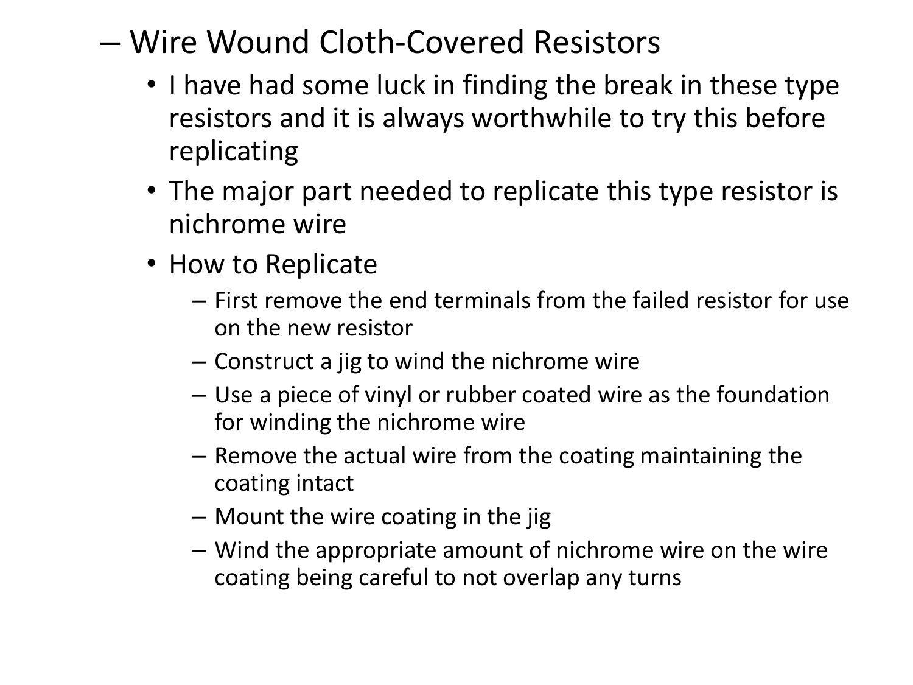- Wire Wound Cloth-Covered Resistors
  - I have had some luck in finding the break in these type resistors and it is always worthwhile to try this before replicating
  - The major part needed to replicate this type resistor is nichrome wire
  - How to Replicate
    - First remove the end terminals from the failed resistor for use on the new resistor
    - Construct a jig to wind the nichrome wire
    - Use a piece of vinyl or rubber coated wire as the foundation for winding the nichrome wire
    - Remove the actual wire from the coating maintaining the coating intact
    - Mount the wire coating in the jig
    - Wind the appropriate amount of nichrome wire on the wire coating being careful to not overlap any turns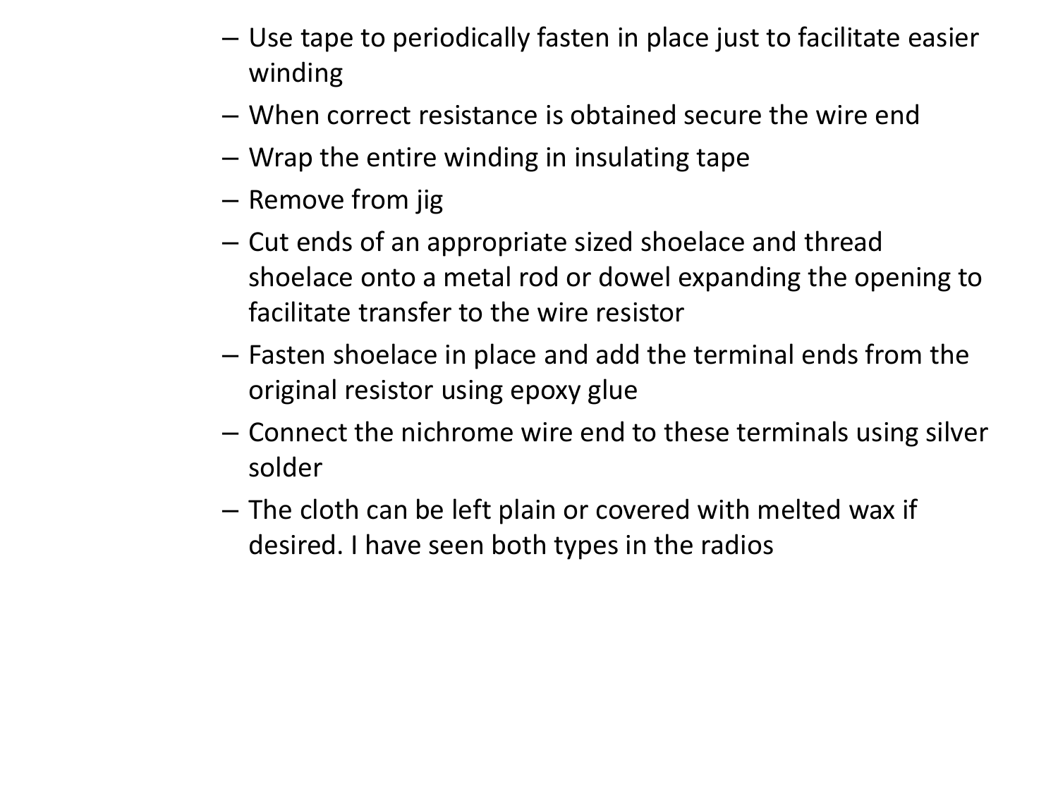- Use tape to periodically fasten in place just to facilitate easier winding
- When correct resistance is obtained secure the wire end
- Wrap the entire winding in insulating tape
- Remove from jig
- Cut ends of an appropriate sized shoelace and thread shoelace onto a metal rod or dowel expanding the opening to facilitate transfer to the wire resistor
- Fasten shoelace in place and add the terminal ends from the original resistor using epoxy glue
- Connect the nichrome wire end to these terminals using silver solder
- The cloth can be left plain or covered with melted wax if desired. I have seen both types in the radios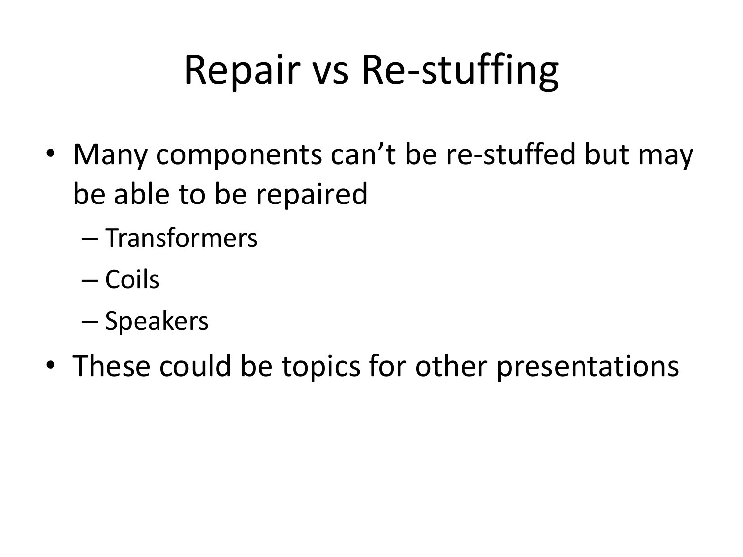# Repair vs Re-stuffing

- Many components can't be re-stuffed but may be able to be repaired
  - Transformers
  - Coils
  - Speakers
- These could be topics for other presentations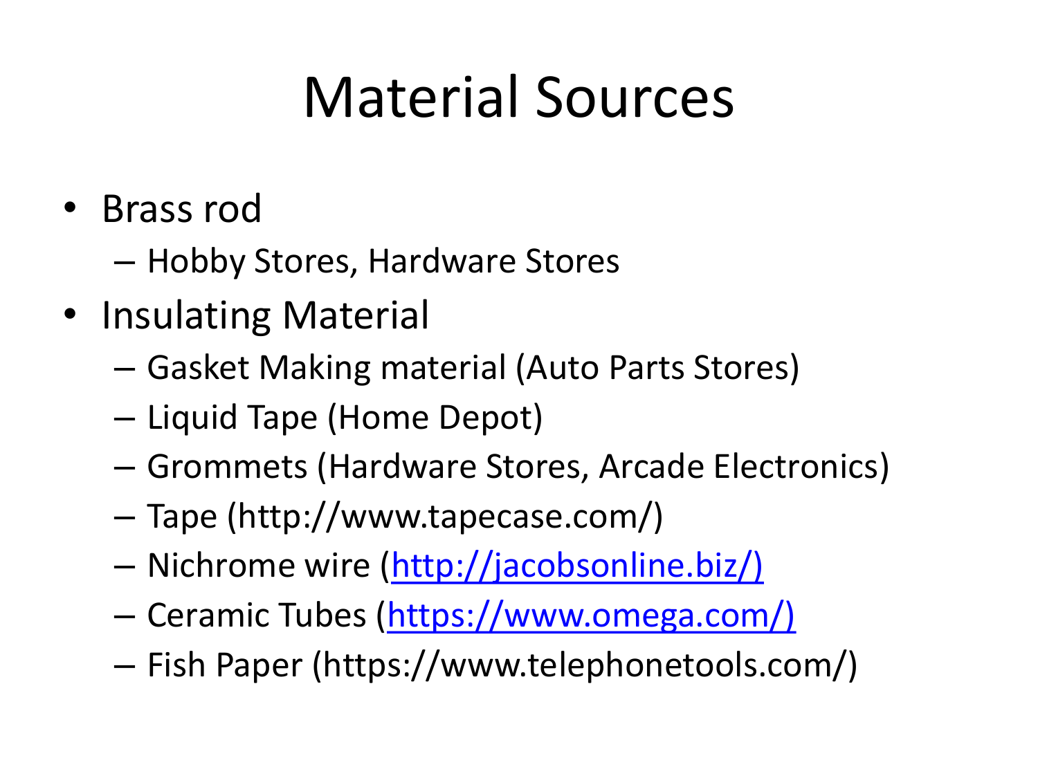# Material Sources

- Brass rod
  - Hobby Stores, Hardware Stores
- Insulating Material
  - Gasket Making material (Auto Parts Stores)
  - Liquid Tape (Home Depot)
  - Grommets (Hardware Stores, Arcade Electronics)
  - Tape (http://www.tapecase.com/)
  - Nichrome wire (http://jacobsonline.biz/)
  - Ceramic Tubes (https://www.omega.com/)
  - Fish Paper (https://www.telephonetools.com/)